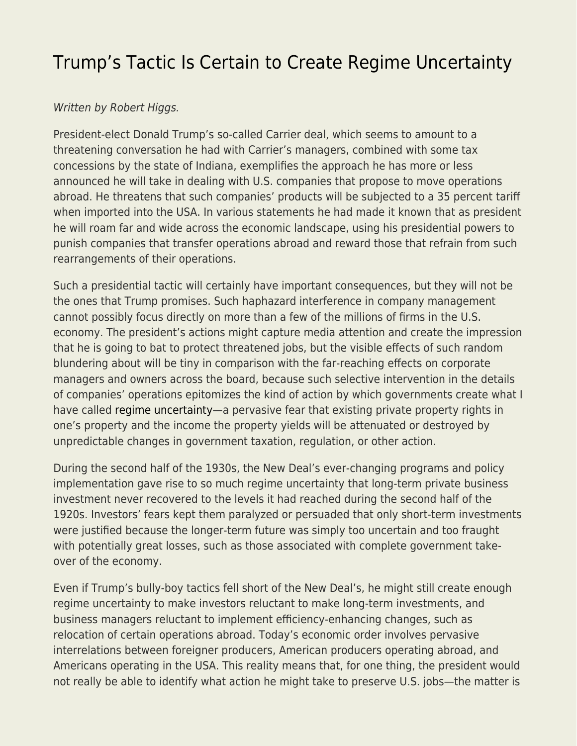# Trump's Tactic Is Certain to Create Regime Uncertainty

*Written by Robert Higgs.*

President-elect Donald Trump's so-called Carrier deal, which seems to amount to a threatening conversation he had with Carrier's managers, combined with some tax concessions by the state of Indiana, exemplifies the approach he has more or less announced he will take in dealing with U.S. companies that propose to move operations abroad. He threatens that such companies' products will be subjected to a 35 percent tariff when imported into the USA. In various statements he had made it known that as president he will roam far and wide across the economic landscape, using his presidential powers to punish companies that transfer operations abroad and reward those that refrain from such rearrangements of their operations.

Such a presidential tactic will certainly have important consequences, but they will not be the ones that Trump promises. Such haphazard interference in company management cannot possibly focus directly on more than a few of the millions of firms in the U.S. economy. The president's actions might capture media attention and create the impression that he is going to bat to protect threatened jobs, but the visible effects of such random blundering about will be tiny in comparison with the far-reaching effects on corporate managers and owners across the board, because such selective intervention in the details of companies' operations epitomizes the kind of action by which governments create what I have called regime uncertainty—a pervasive fear that existing private property rights in one's property and the income the property yields will be attenuated or destroyed by unpredictable changes in government taxation, regulation, or other action.

During the second half of the 1930s, the New Deal's ever-changing programs and policy implementation gave rise to so much regime uncertainty that long-term private business investment never recovered to the levels it had reached during the second half of the 1920s. Investors' fears kept them paralyzed or persuaded that only short-term investments were justified because the longer-term future was simply too uncertain and too fraught with potentially great losses, such as those associated with complete government take-over of the economy.

Even if Trump's bully-boy tactics fell short of the New Deal's, he might still create enough regime uncertainty to make investors reluctant to make long-term investments, and business managers reluctant to implement efficiency-enhancing changes, such as relocation of certain operations abroad. Today's economic order involves pervasive interrelations between foreigner producers, American producers operating abroad, and Americans operating in the USA. This reality means that, for one thing, the president would not really be able to identify what action he might take to preserve U.S. jobs—the matter is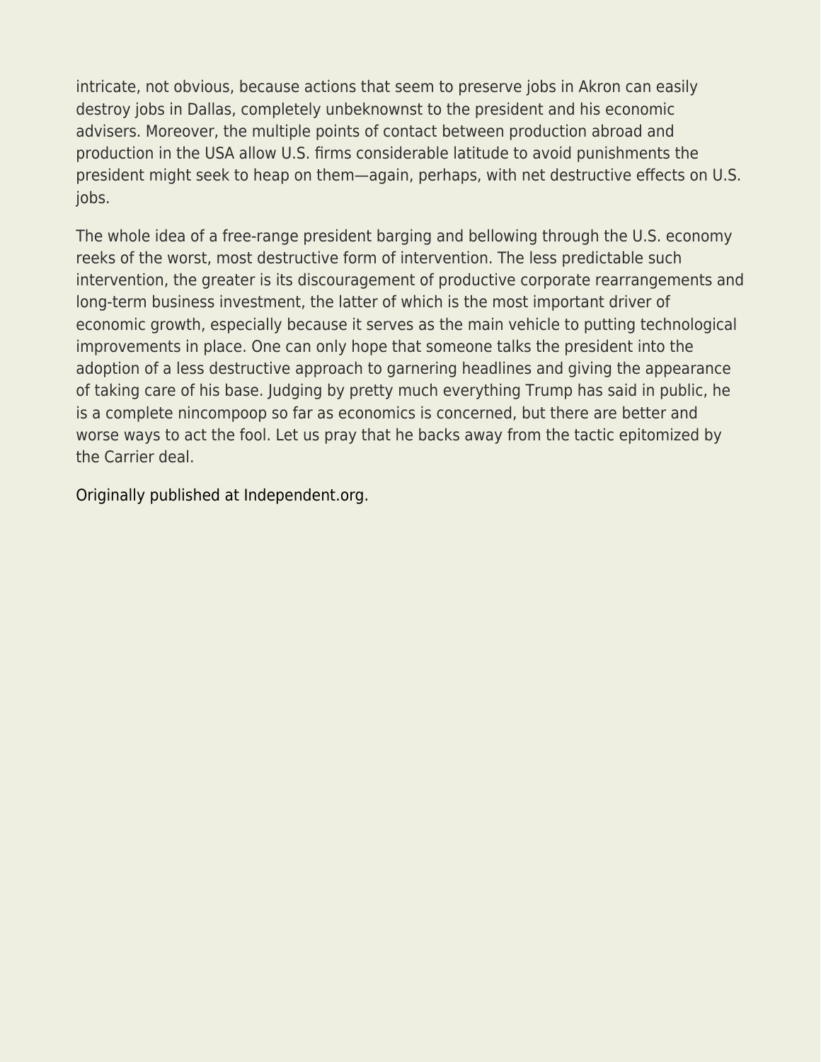intricate, not obvious, because actions that seem to preserve jobs in Akron can easily destroy jobs in Dallas, completely unbeknownst to the president and his economic advisers. Moreover, the multiple points of contact between production abroad and production in the USA allow U.S. firms considerable latitude to avoid punishments the president might seek to heap on them—again, perhaps, with net destructive effects on U.S. jobs.

The whole idea of a free-range president barging and bellowing through the U.S. economy reeks of the worst, most destructive form of intervention. The less predictable such intervention, the greater is its discouragement of productive corporate rearrangements and long-term business investment, the latter of which is the most important driver of economic growth, especially because it serves as the main vehicle to putting technological improvements in place. One can only hope that someone talks the president into the adoption of a less destructive approach to garnering headlines and giving the appearance of taking care of his base. Judging by pretty much everything Trump has said in public, he is a complete nincompoop so far as economics is concerned, but there are better and worse ways to act the fool. Let us pray that he backs away from the tactic epitomized by the Carrier deal.

Originally published at Independent.org.